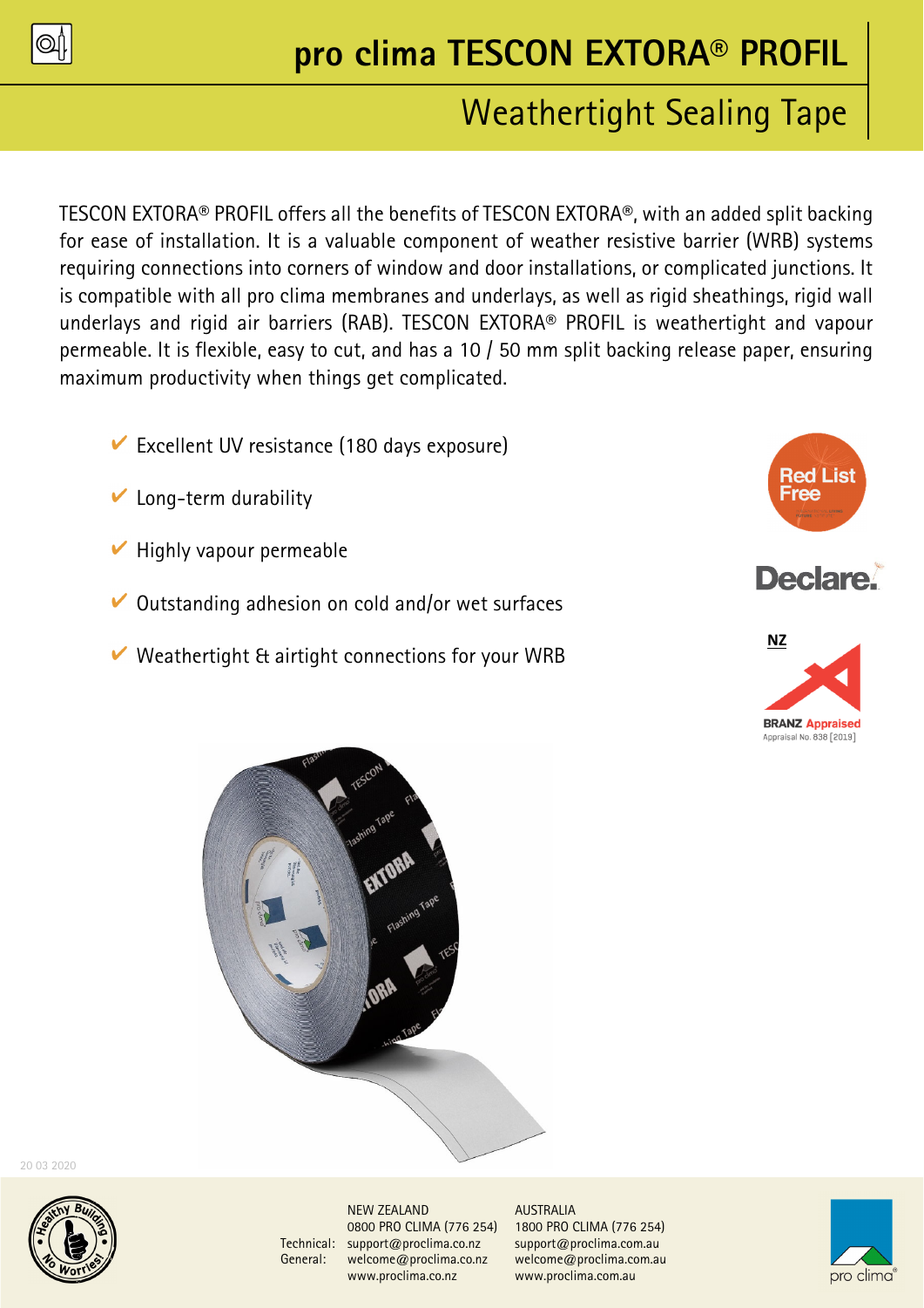# pro clima TESCON EXTORA® PROFIL

## Weathertight Sealing Tape

TESCON EXTORA® PROFIL offers all the benefits of TESCON EXTORA®, with an added split backing for ease of installation. It is a valuable component of weather resistive barrier (WRB) systems requiring connections into corners of window and door installations, or complicated junctions. It is compatible with all pro clima membranes and underlays, as well as rigid sheathings, rigid wall underlays and rigid air barriers (RAB). TESCON EXTORA® PROFIL is weathertight and vapour permeable. It is flexible, easy to cut, and has a 10 / 50 mm split backing release paper, ensuring maximum productivity when things get complicated.

- ✔ Excellent UV resistance (180 days exposure)
- ✔ Long-term durability
- ✔ Highly vapour permeable
- ✔ Outstanding adhesion on cold and/or wet surfaces
- ✔ Weathertight & airtight connections for your WRB

Red List Free

Declare.

NZ

BRANZ Appraised
Appraisal No. 838 [2019]

20 03 2020

| | NEW ZEALAND | AUSTRALIA |
|---|---|---|
| | 0800 PRO CLIMA (776 254) | 1800 PRO CLIMA (776 254) |
| Technical: | support@proclima.co.nz | support@proclima.com.au |
| General: | welcome@proclima.co.nz | welcome@proclima.com.au |
| | www.proclima.co.nz | www.proclima.com.au |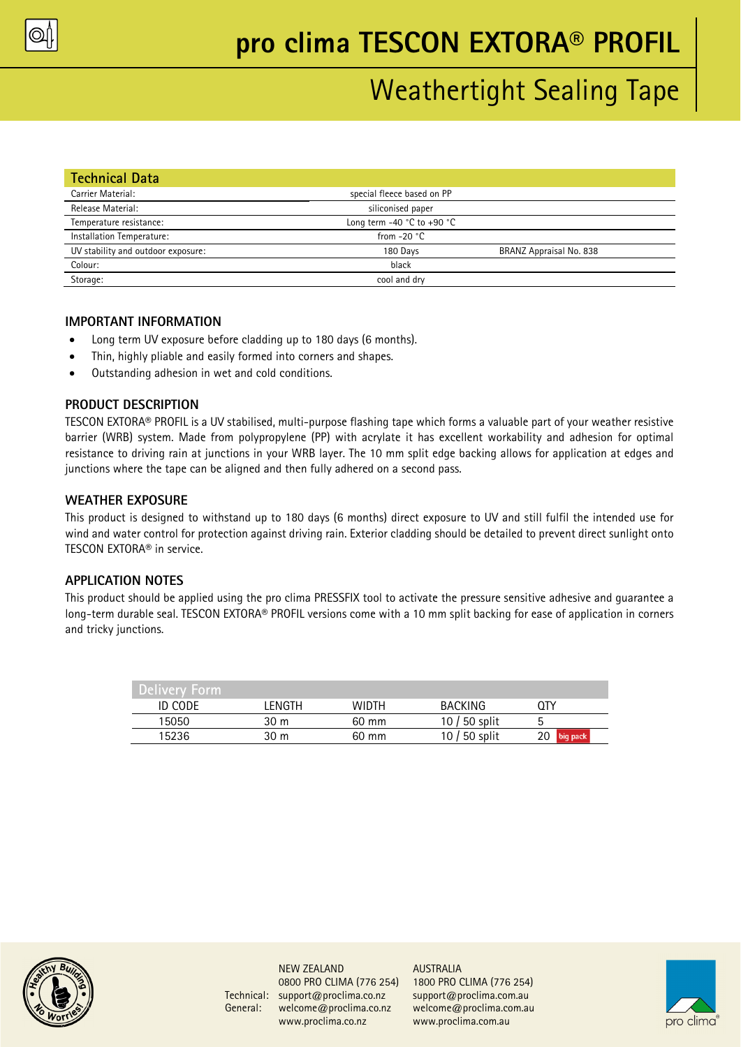# pro clima TESCON EXTORA® PROFIL

## Weathertight Sealing Tape

| Technical Data | | |
|---|---|---|
| Carrier Material: | special fleece based on PP | |
| Release Material: | siliconised paper | |
| Temperature resistance: | Long term -40 °C to +90 °C | |
| Installation Temperature: | from -20 °C | |
| UV stability and outdoor exposure: | 180 Days | BRANZ Appraisal No. 838 |
| Colour: | black | |
| Storage: | cool and dry | |

### IMPORTANT INFORMATION

- Long term UV exposure before cladding up to 180 days (6 months).
- Thin, highly pliable and easily formed into corners and shapes.
- Outstanding adhesion in wet and cold conditions.

### PRODUCT DESCRIPTION

TESCON EXTORA® PROFIL is a UV stabilised, multi-purpose flashing tape which forms a valuable part of your weather resistive barrier (WRB) system. Made from polypropylene (PP) with acrylate it has excellent workability and adhesion for optimal resistance to driving rain at junctions in your WRB layer. The 10 mm split edge backing allows for application at edges and junctions where the tape can be aligned and then fully adhered on a second pass.

### WEATHER EXPOSURE

This product is designed to withstand up to 180 days (6 months) direct exposure to UV and still fulfil the intended use for wind and water control for protection against driving rain. Exterior cladding should be detailed to prevent direct sunlight onto TESCON EXTORA® in service.

### APPLICATION NOTES

This product should be applied using the pro clima PRESSFIX tool to activate the pressure sensitive adhesive and guarantee a long-term durable seal. TESCON EXTORA® PROFIL versions come with a 10 mm split backing for ease of application in corners and tricky junctions.

**Delivery Form**

| ID CODE | LENGTH | WIDTH | BACKING | QTY |
|---|---|---|---|---|
| 15050 | 30 m | 60 mm | 10 / 50 split | 5 |
| 15236 | 30 m | 60 mm | 10 / 50 split | 20 big pack |

| | NEW ZEALAND | AUSTRALIA |
|---|---|---|
| | 0800 PRO CLIMA (776 254) | 1800 PRO CLIMA (776 254) |
| Technical: | support@proclima.co.nz | support@proclima.com.au |
| General: | welcome@proclima.co.nz | welcome@proclima.com.au |
| | www.proclima.co.nz | www.proclima.com.au |